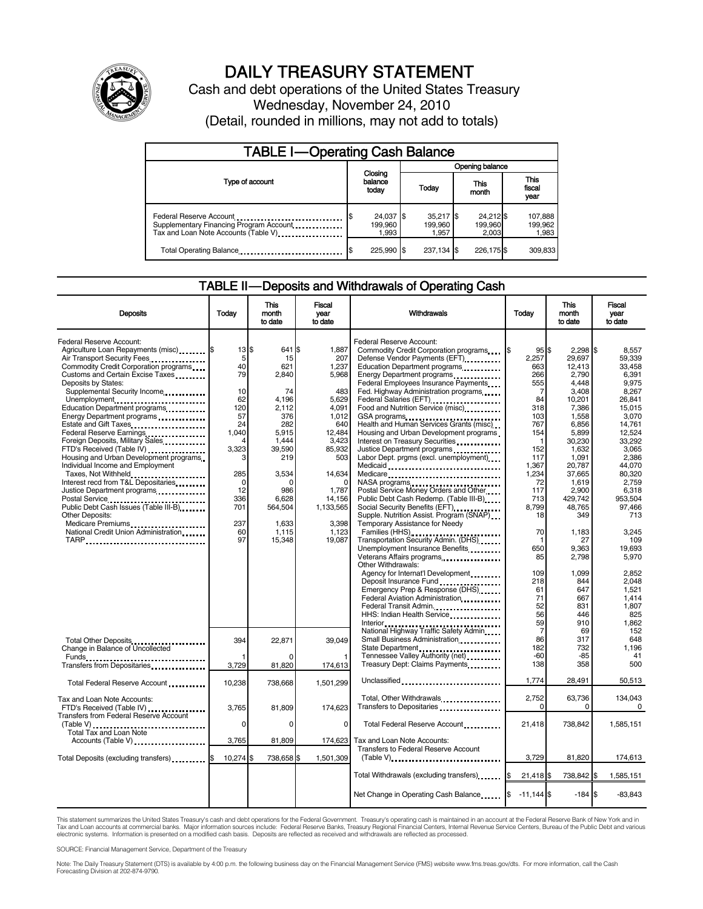# DAILY TREASURY STATEMENT

Cash and debt operations of the United States Treasury

Wednesday, November 24, 2010

(Detail, rounded in millions, may not add to totals)

## TABLE I—Operating Cash Balance

| Type of account | Closing balance today | Opening balance Today | Opening balance This month | Opening balance This fiscal year |
|---|---|---|---|---|
| Federal Reserve Account | $ 24,037 | $ 35,217 | $ 24,212 | $ 107,888 |
| Supplementary Financing Program Account | 199,960 | 199,960 | 199,960 | 199,962 |
| Tax and Loan Note Accounts (Table V) | 1,993 | 1,957 | 2,003 | 1,983 |
| Total Operating Balance | $ 225,990 | $ 237,134 | $ 226,175 | $ 309,833 |

## TABLE II—Deposits and Withdrawals of Operating Cash

| Deposits | Today | This month to date | Fiscal year to date |
|---|---|---|---|
| Federal Reserve Account: | | | |
| Agriculture Loan Repayments (misc) | $ 13 | $ 641 | $ 1,887 |
| Air Transport Security Fees | 5 | 15 | 207 |
| Commodity Credit Corporation programs | 40 | 621 | 1,237 |
| Customs and Certain Excise Taxes | 79 | 2,840 | 5,968 |
| Deposits by States: | | | |
| Supplemental Security Income | 10 | 74 | 483 |
| Unemployment | 62 | 4,196 | 5,629 |
| Education Department programs | 120 | 2,112 | 4,091 |
| Energy Department programs | 57 | 376 | 1,012 |
| Estate and Gift Taxes | 24 | 282 | 640 |
| Federal Reserve Earnings | 1,040 | 5,915 | 12,484 |
| Foreign Deposits, Military Sales | 4 | 1,444 | 3,423 |
| FTD's Received (Table IV) | 3,323 | 39,590 | 85,932 |
| Housing and Urban Development programs | 3 | 219 | 503 |
| Individual Income and Employment Taxes, Not Withheld | 285 | 3,534 | 14,634 |
| Interest recd from T&L Depositaries | 0 | 0 | 0 |
| Justice Department programs | 12 | 986 | 1,787 |
| Postal Service | 336 | 6,628 | 14,156 |
| Public Debt Cash Issues (Table III-B) | 701 | 564,504 | 1,133,565 |
| Other Deposits: | | | |
| Medicare Premiums | 237 | 1,633 | 3,398 |
| National Credit Union Administration | 60 | 1,115 | 1,123 |
| TARP | 97 | 15,348 | 19,087 |
| Total Other Deposits | 394 | 22,871 | 39,049 |
| Change in Balance of Uncollected Funds | 1 | 0 | 1 |
| Transfers from Depositaries | 3,729 | 81,820 | 174,613 |
| Total Federal Reserve Account | 10,238 | 738,668 | 1,501,299 |
| Tax and Loan Note Accounts: | | | |
| FTD's Received (Table IV) | 3,765 | 81,809 | 174,623 |
| Transfers from Federal Reserve Account (Table V) | 0 | 0 | 0 |
| Total Tax and Loan Note Accounts (Table V) | 3,765 | 81,809 | 174,623 |
| Total Deposits (excluding transfers) | $ 10,274 | $ 738,658 | $ 1,501,309 |

| Withdrawals | Today | This month to date | Fiscal year to date |
|---|---|---|---|
| Federal Reserve Account: | | | |
| Commodity Credit Corporation programs | $ 95 | $ 2,298 | $ 8,557 |
| Defense Vendor Payments (EFT) | 2,257 | 29,697 | 59,339 |
| Education Department programs | 663 | 12,413 | 33,458 |
| Energy Department programs | 266 | 2,790 | 6,391 |
| Federal Employees Insurance Payments | 555 | 4,448 | 9,975 |
| Fed. Highway Administration programs | 7 | 3,408 | 8,267 |
| Federal Salaries (EFT) | 84 | 10,201 | 26,841 |
| Food and Nutrition Service (misc) | 318 | 7,386 | 15,015 |
| GSA programs | 103 | 1,558 | 3,070 |
| Health and Human Services Grants (misc) | 767 | 6,856 | 14,761 |
| Housing and Urban Development programs | 154 | 5,899 | 12,524 |
| Interest on Treasury Securities | 1 | 30,230 | 33,292 |
| Justice Department programs | 152 | 1,632 | 3,065 |
| Labor Dept. prgms (excl. unemployment) | 117 | 1,091 | 2,386 |
| Medicaid | 1,367 | 20,787 | 44,070 |
| Medicare | 1,234 | 37,665 | 80,320 |
| NASA programs | 72 | 1,619 | 2,759 |
| Postal Service Money Orders and Other | 117 | 2,900 | 6,318 |
| Public Debt Cash Redemp. (Table III-B) | 713 | 429,742 | 953,504 |
| Social Security Benefits (EFT) | 8,799 | 48,765 | 97,466 |
| Supple. Nutrition Assist. Program (SNAP) | 18 | 349 | 713 |
| Temporary Assistance for Needy Families (HHS) | 70 | 1,183 | 3,245 |
| Transportation Security Admin. (DHS) | 1 | 27 | 109 |
| Unemployment Insurance Benefits | 650 | 9,363 | 19,693 |
| Veterans Affairs programs | 85 | 2,798 | 5,970 |
| Other Withdrawals: | | | |
| Agency for Internat'l Development | 109 | 1,099 | 2,852 |
| Deposit Insurance Fund | 218 | 844 | 2,048 |
| Emergency Prep & Response (DHS) | 61 | 647 | 1,521 |
| Federal Aviation Administration | 71 | 667 | 1,414 |
| Federal Transit Admin. | 52 | 831 | 1,807 |
| HHS: Indian Health Service | 56 | 446 | 825 |
| Interior | 59 | 910 | 1,862 |
| National Highway Traffic Safety Admin | 7 | 69 | 152 |
| Small Business Administration | 86 | 317 | 648 |
| State Department | 182 | 732 | 1,196 |
| Tennessee Valley Authority (net) | -60 | -85 | 41 |
| Treasury Dept: Claims Payments | 138 | 358 | 500 |
| Unclassified | 1,774 | 28,491 | 50,513 |
| Total, Other Withdrawals | 2,752 | 63,736 | 134,043 |
| Transfers to Depositaries | 0 | 0 | 0 |
| Total Federal Reserve Account | 21,418 | 738,842 | 1,585,151 |
| Tax and Loan Note Accounts: | | | |
| Transfers to Federal Reserve Account (Table V) | 3,729 | 81,820 | 174,613 |
| Total Withdrawals (excluding transfers) | $ 21,418 | $ 738,842 | $ 1,585,151 |
| Net Change in Operating Cash Balance | $ -11,144 | $ -184 | $ -83,843 |

This statement summarizes the United States Treasury's cash and debt operations for the Federal Government. Treasury's operating cash is maintained in an account at the Federal Reserve Bank of New York and in Tax and Loan accounts at commercial banks. Major information sources include: Federal Reserve Banks, Treasury Regional Financial Centers, Internal Revenue Service Centers, Bureau of the Public Debt and various electronic systems. Information is presented on a modified cash basis. Deposits are reflected as received and withdrawals are reflected as processed.

SOURCE: Financial Management Service, Department of the Treasury

Note: The Daily Treasury Statement (DTS) is available by 4:00 p.m. the following business day on the Financial Management Service (FMS) website www.fms.treas.gov/dts. For more information, call the Cash Forecasting Division at 202-874-9790.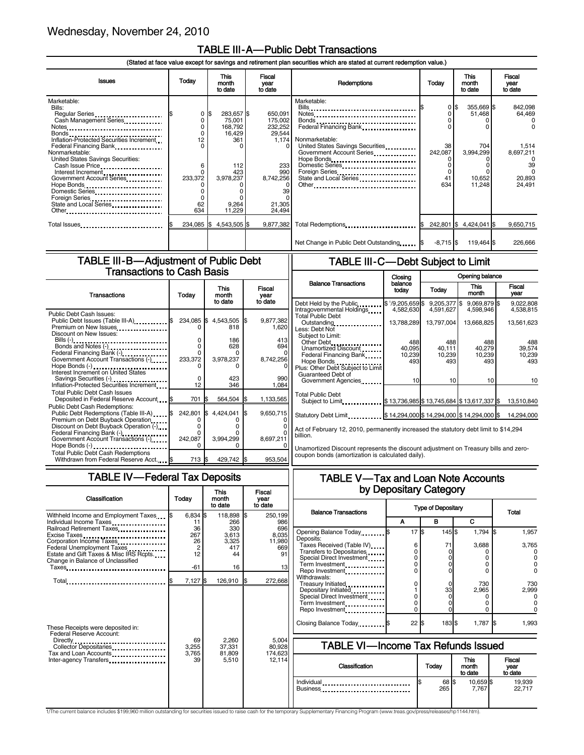Wednesday, November 24, 2010

## TABLE III-A—Public Debt Transactions

(Stated at face value except for savings and retirement plan securities which are stated at current redemption value.)

| Issues | Today | This month to date | Fiscal year to date |
|---|---|---|---|
| Marketable: | | | |
| Bills: | | | |
| Regular Series | $ 0 | $ 283,657 | $ 650,091 |
| Cash Management Series | 0 | 75,001 | 175,002 |
| Notes | 0 | 168,792 | 232,252 |
| Bonds | 0 | 16,429 | 29,544 |
| Inflation-Protected Securities Increment | 12 | 361 | 1,174 |
| Federal Financing Bank | 0 | 0 | 0 |
| Nonmarketable: | | | |
| United States Savings Securities: | | | |
| Cash Issue Price | 6 | 112 | 233 |
| Interest Increment | 0 | 423 | 990 |
| Government Account Series | 233,372 | 3,978,237 | 8,742,256 |
| Hope Bonds | 0 | 0 | 0 |
| Domestic Series | 0 | 0 | 39 |
| Foreign Series | 0 | 0 | 0 |
| State and Local Series | 62 | 9,264 | 21,305 |
| Other | 634 | 11,229 | 24,494 |
| Total Issues | $ 234,085 | $ 4,543,505 | $ 9,877,382 |

| Redemptions | Today | This month to date | Fiscal year to date |
|---|---|---|---|
| Marketable: | | | |
| Bills | $ 0 | $ 355,669 | $ 842,098 |
| Notes | 0 | 51,468 | 64,469 |
| Bonds | 0 | 0 | 0 |
| Federal Financing Bank | 0 | 0 | 0 |
| Nonmarketable: | | | |
| United States Savings Securities | 38 | 704 | 1,514 |
| Government Account Series | 242,087 | 3,994,299 | 8,697,211 |
| Hope Bonds | 0 | 0 | 0 |
| Domestic Series | 0 | 0 | 39 |
| Foreign Series | 0 | 0 | 0 |
| State and Local Series | 41 | 10,652 | 20,893 |
| Other | 634 | 11,248 | 24,491 |
| Total Redemptions | $ 242,801 | $ 4,424,041 | $ 9,650,715 |
| Net Change in Public Debt Outstanding | $ -8,715 | $ 119,464 | $ 226,666 |

## TABLE III-B—Adjustment of Public Debt Transactions to Cash Basis

| Transactions | Today | This month to date | Fiscal year to date |
|---|---|---|---|
| Public Debt Cash Issues: | | | |
| Public Debt Issues (Table III-A) | $ 234,085 | $ 4,543,505 | $ 9,877,382 |
| Premium on New Issues | 0 | 818 | 1,620 |
| Discount on New Issues: | | | |
| Bills (-) | 0 | 186 | 413 |
| Bonds and Notes (-) | 0 | 628 | 694 |
| Federal Financing Bank (-) | 0 | 0 | 0 |
| Government Account Transactions (-) | 233,372 | 3,978,237 | 8,742,256 |
| Hope Bonds (-) | 0 | 0 | 0 |
| Interest Increment on United States Savings Securities (-) | 0 | 423 | 990 |
| Inflation-Protected Securities Increment | 12 | 346 | 1,084 |
| Total Public Debt Cash Issues Deposited in Federal Reserve Account | $ 701 | $ 564,504 | $ 1,133,565 |
| Public Debt Cash Redemptions: | | | |
| Public Debt Redemptions (Table III-A) | $ 242,801 | $ 4,424,041 | $ 9,650,715 |
| Premium on Debt Buyback Operation | 0 | 0 | 0 |
| Discount on Debt Buyback Operation (-) | 0 | 0 | 0 |
| Federal Financing Bank (-) | 0 | 0 | 0 |
| Government Account Transactions (-) | 242,087 | 3,994,299 | 8,697,211 |
| Hope Bonds (-) | 0 | 0 | 0 |
| Total Public Debt Cash Redemptions Withdrawn from Federal Reserve Acct. | $ 713 | $ 429,742 | $ 953,504 |

## TABLE III-C—Debt Subject to Limit

| Balance Transactions | Closing balance today | Opening balance Today | Opening balance This month | Opening balance Fiscal year |
|---|---|---|---|---|
| Debt Held by the Public | $ [1]9,205,659 | $ 9,205,377 | $ 9,069,879 | $ 9,022,808 |
| Intragovernmental Holdings | 4,582,630 | 4,591,627 | 4,598,946 | 4,538,815 |
| Total Public Debt Outstanding | 13,788,289 | 13,797,004 | 13,668,825 | 13,561,623 |
| Less: Debt Not Subject to Limit: | | | | |
| Other Debt | 488 | 488 | 488 | 488 |
| Unamortized Discount | 40,095 | 40,111 | 40,279 | 39,574 |
| Federal Financing Bank | 10,239 | 10,239 | 10,239 | 10,239 |
| Hope Bonds | 493 | 493 | 493 | 493 |
| Plus: Other Debt Subject to Limit | | | | |
| Guaranteed Debt of Government Agencies | 10 | 10 | 10 | 10 |
| Total Public Debt Subject to Limit | $ 13,736,985 | $ 13,745,684 | $ 13,617,337 | $ 13,510,840 |
| Statutory Debt Limit | $ 14,294,000 | $ 14,294,000 | $ 14,294,000 | $ 14,294,000 |

Act of February 12, 2010, permanently increased the statutory debt limit to $14,294 billion.

Unamortized Discount represents the discount adjustment on Treasury bills and zero-coupon bonds (amortization is calculated daily).

## TABLE IV—Federal Tax Deposits

| Classification | Today | This month to date | Fiscal year to date |
|---|---|---|---|
| Withheld Income and Employment Taxes | $ 6,834 | $ 118,898 | $ 250,199 |
| Individual Income Taxes | 11 | 266 | 986 |
| Railroad Retirement Taxes | 36 | 330 | 696 |
| Excise Taxes | 267 | 3,613 | 8,035 |
| Corporation Income Taxes | 26 | 3,325 | 11,980 |
| Federal Unemployment Taxes | 2 | 417 | 669 |
| Estate and Gift Taxes & Misc IRS Rcpts. | 12 | 44 | 91 |
| Change in Balance of Unclassified Taxes | -61 | 16 | 13 |
| Total | $ 7,127 | $ 126,910 | $ 272,668 |
| These Receipts were deposited in: | | | |
| Federal Reserve Account: | | | |
| Directly | 69 | 2,260 | 5,004 |
| Collector Depositaries | 3,255 | 37,331 | 80,928 |
| Tax and Loan Accounts | 3,765 | 81,809 | 174,623 |
| Inter-agency Transfers | 39 | 5,510 | 12,114 |

## TABLE V—Tax and Loan Note Accounts by Depositary Category

| Balance Transactions | Type of Depositary A | Type of Depositary B | Type of Depositary C | Total |
|---|---|---|---|---|
| Opening Balance Today | $ 17 | $ 145 | $ 1,794 | $ 1,957 |
| Deposits: | | | | |
| Taxes Received (Table IV) | 6 | 71 | 3,688 | 3,765 |
| Transfers to Depositaries | 0 | 0 | 0 | 0 |
| Special Direct Investment | 0 | 0 | 0 | 0 |
| Term Investment | 0 | 0 | 0 | 0 |
| Repo Investment | 0 | 0 | 0 | 0 |
| Withdrawals: | | | | |
| Treasury Initiated | 0 | 0 | 730 | 730 |
| Depositary Initiated | 1 | 33 | 2,965 | 2,999 |
| Special Direct Investment | 0 | 0 | 0 | 0 |
| Term Investment | 0 | 0 | 0 | 0 |
| Repo Investment | 0 | 0 | 0 | 0 |
| Closing Balance Today | $ 22 | $ 183 | $ 1,787 | $ 1,993 |

## TABLE VI—Income Tax Refunds Issued

| Classification | Today | This month to date | Fiscal year to date |
|---|---|---|---|
| Individual | $ 68 | $ 10,659 | $ 19,939 |
| Business | 265 | 7,767 | 22,717 |

1/The current balance includes $199,960 million outstanding for securities issued to raise cash for the temporary Supplementary Financing Program (www.treas.gov/press/releases/hp1144.htm).